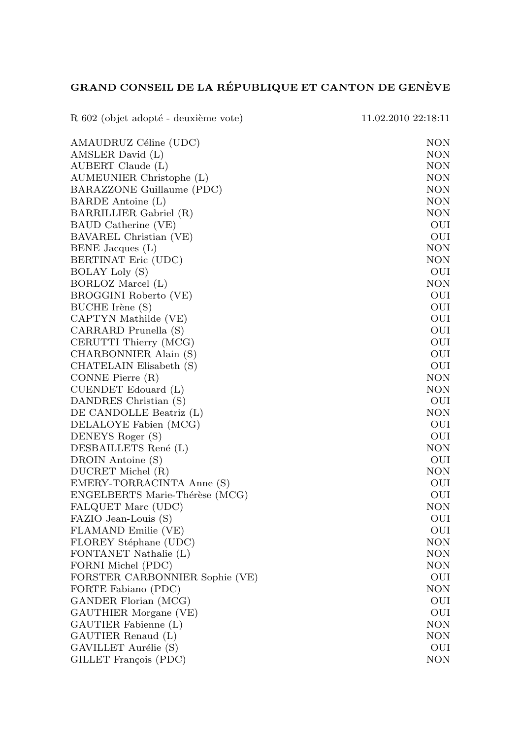**GRAND CONSEIL DE LA RÉPUBLIQUE ET CANTON DE GENÈVE**

| R 602 (objet adopté - deuxième vote) | 11.02.2010 22:18:11 |
|---|---|
| AMAUDRUZ Céline (UDC) | NON |
| AMSLER David (L) | NON |
| AUBERT Claude (L) | NON |
| AUMEUNIER Christophe (L) | NON |
| BARAZZONE Guillaume (PDC) | NON |
| BARDE Antoine (L) | NON |
| BARRILLIER Gabriel (R) | NON |
| BAUD Catherine (VE) | OUI |
| BAVAREL Christian (VE) | OUI |
| BENE Jacques (L) | NON |
| BERTINAT Eric (UDC) | NON |
| BOLAY Loly (S) | OUI |
| BORLOZ Marcel (L) | NON |
| BROGGINI Roberto (VE) | OUI |
| BUCHE Irène (S) | OUI |
| CAPTYN Mathilde (VE) | OUI |
| CARRARD Prunella (S) | OUI |
| CERUTTI Thierry (MCG) | OUI |
| CHARBONNIER Alain (S) | OUI |
| CHATELAIN Elisabeth (S) | OUI |
| CONNE Pierre (R) | NON |
| CUENDET Edouard (L) | NON |
| DANDRES Christian (S) | OUI |
| DE CANDOLLE Beatriz (L) | NON |
| DELALOYE Fabien (MCG) | OUI |
| DENEYS Roger (S) | OUI |
| DESBAILLETS René (L) | NON |
| DROIN Antoine (S) | OUI |
| DUCRET Michel (R) | NON |
| EMERY-TORRACINTA Anne (S) | OUI |
| ENGELBERTS Marie-Thérèse (MCG) | OUI |
| FALQUET Marc (UDC) | NON |
| FAZIO Jean-Louis (S) | OUI |
| FLAMAND Emilie (VE) | OUI |
| FLOREY Stéphane (UDC) | NON |
| FONTANET Nathalie (L) | NON |
| FORNI Michel (PDC) | NON |
| FORSTER CARBONNIER Sophie (VE) | OUI |
| FORTE Fabiano (PDC) | NON |
| GANDER Florian (MCG) | OUI |
| GAUTHIER Morgane (VE) | OUI |
| GAUTIER Fabienne (L) | NON |
| GAUTIER Renaud (L) | NON |
| GAVILLET Aurélie (S) | OUI |
| GILLET François (PDC) | NON |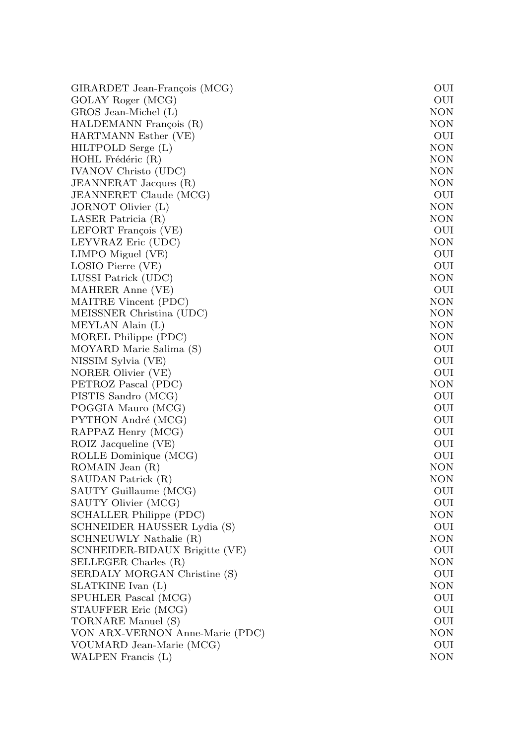| | |
|---|---|
| GIRARDET Jean-François (MCG) | OUI |
| GOLAY Roger (MCG) | OUI |
| GROS Jean-Michel (L) | NON |
| HALDEMANN François (R) | NON |
| HARTMANN Esther (VE) | OUI |
| HILTPOLD Serge (L) | NON |
| HOHL Frédéric (R) | NON |
| IVANOV Christo (UDC) | NON |
| JEANNERAT Jacques (R) | NON |
| JEANNERET Claude (MCG) | OUI |
| JORNOT Olivier (L) | NON |
| LASER Patricia (R) | NON |
| LEFORT François (VE) | OUI |
| LEYVRAZ Eric (UDC) | NON |
| LIMPO Miguel (VE) | OUI |
| LOSIO Pierre (VE) | OUI |
| LUSSI Patrick (UDC) | NON |
| MAHRER Anne (VE) | OUI |
| MAITRE Vincent (PDC) | NON |
| MEISSNER Christina (UDC) | NON |
| MEYLAN Alain (L) | NON |
| MOREL Philippe (PDC) | NON |
| MOYARD Marie Salima (S) | OUI |
| NISSIM Sylvia (VE) | OUI |
| NORER Olivier (VE) | OUI |
| PETROZ Pascal (PDC) | NON |
| PISTIS Sandro (MCG) | OUI |
| POGGIA Mauro (MCG) | OUI |
| PYTHON André (MCG) | OUI |
| RAPPAZ Henry (MCG) | OUI |
| ROIZ Jacqueline (VE) | OUI |
| ROLLE Dominique (MCG) | OUI |
| ROMAIN Jean (R) | NON |
| SAUDAN Patrick (R) | NON |
| SAUTY Guillaume (MCG) | OUI |
| SAUTY Olivier (MCG) | OUI |
| SCHALLER Philippe (PDC) | NON |
| SCHNEIDER HAUSSER Lydia (S) | OUI |
| SCHNEUWLY Nathalie (R) | NON |
| SCNHEIDER-BIDAUX Brigitte (VE) | OUI |
| SELLEGER Charles (R) | NON |
| SERDALY MORGAN Christine (S) | OUI |
| SLATKINE Ivan (L) | NON |
| SPUHLER Pascal (MCG) | OUI |
| STAUFFER Eric (MCG) | OUI |
| TORNARE Manuel (S) | OUI |
| VON ARX-VERNON Anne-Marie (PDC) | NON |
| VOUMARD Jean-Marie (MCG) | OUI |
| WALPEN Francis (L) | NON |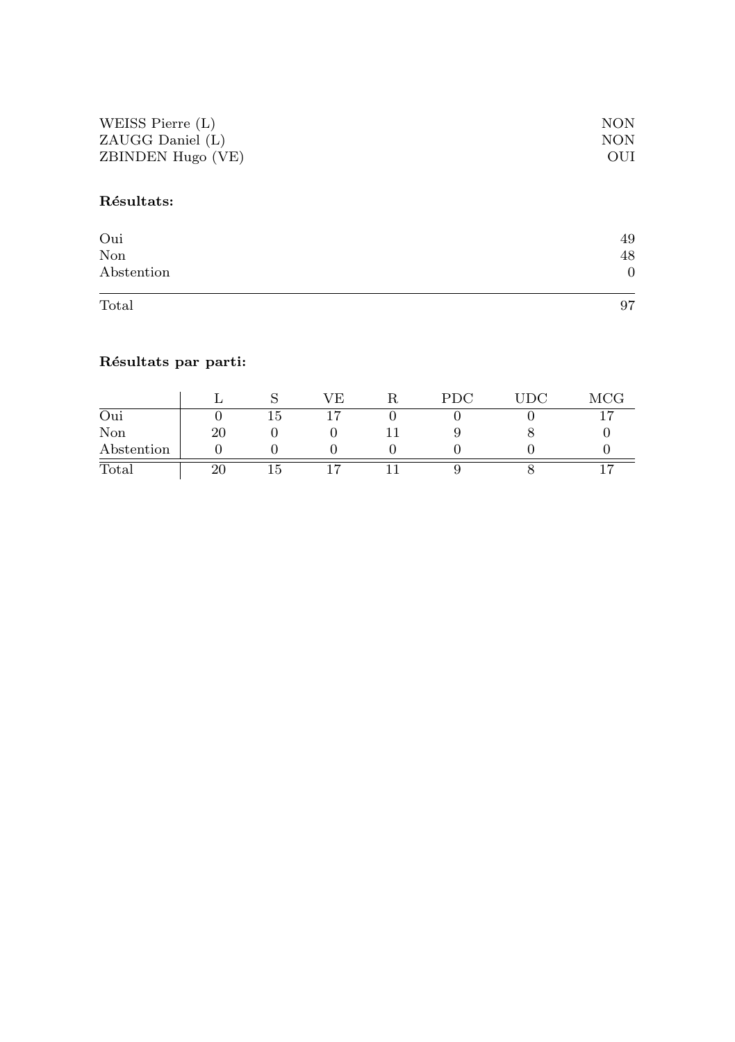| | |
|---|---|
| WEISS Pierre (L) | NON |
| ZAUGG Daniel (L) | NON |
| ZBINDEN Hugo (VE) | OUI |

### Résultats:

| | |
|---|---|
| Oui | 49 |
| Non | 48 |
| Abstention | 0 |
| Total | 97 |

### Résultats par parti:

| | L | S | VE | R | PDC | UDC | MCG |
|---|---|---|---|---|---|---|---|
| Oui | 0 | 15 | 17 | 0 | 0 | 0 | 17 |
| Non | 20 | 0 | 0 | 11 | 9 | 8 | 0 |
| Abstention | 0 | 0 | 0 | 0 | 0 | 0 | 0 |
| Total | 20 | 15 | 17 | 11 | 9 | 8 | 17 |